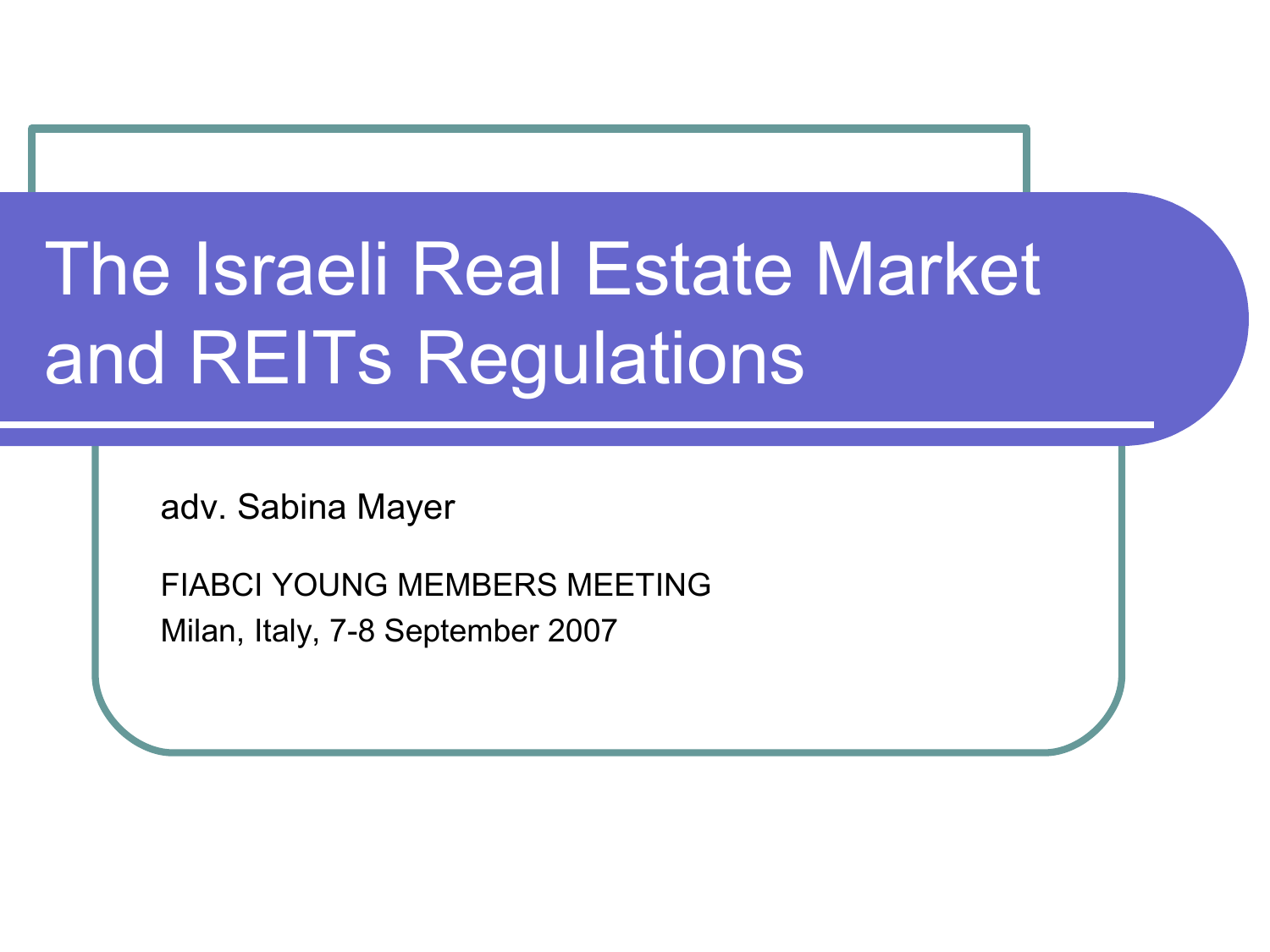# The Israeli Real Estate Market and REITs Regulations

adv. Sabina Mayer

FIABCI YOUNG MEMBERS MEETING
Milan, Italy, 7-8 September 2007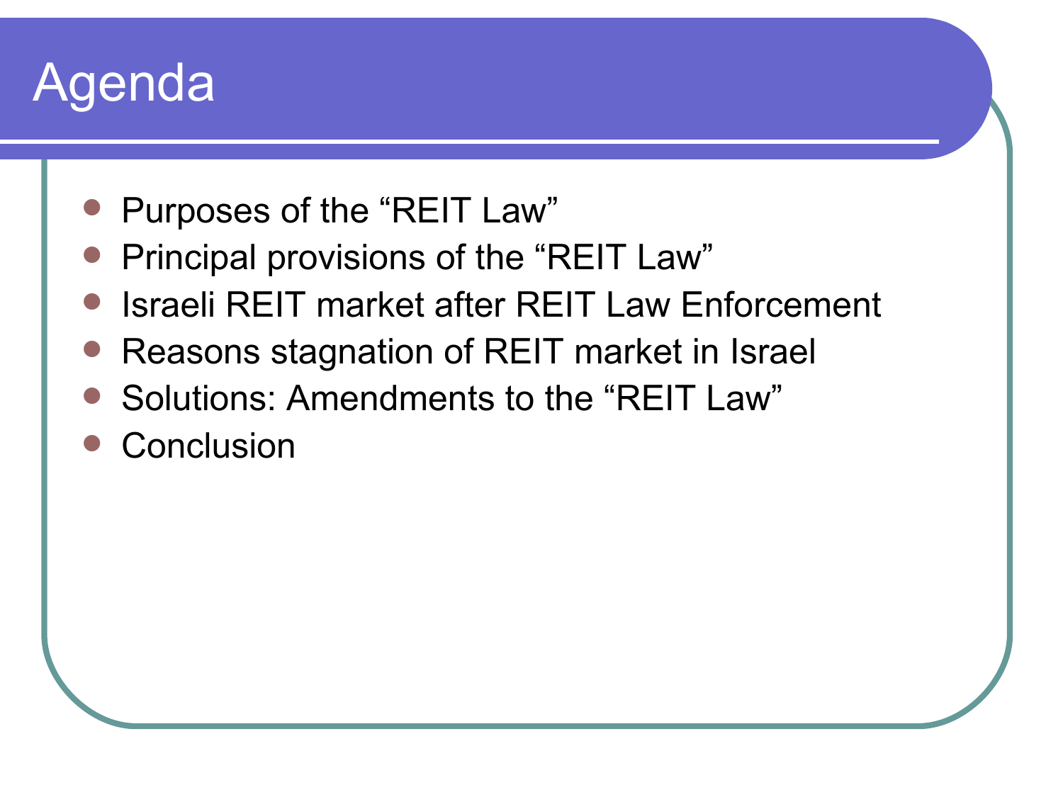# Agenda

- Purposes of the “REIT Law”
- Principal provisions of the “REIT Law”
- Israeli REIT market after REIT Law Enforcement
- Reasons stagnation of REIT market in Israel
- Solutions: Amendments to the “REIT Law”
- Conclusion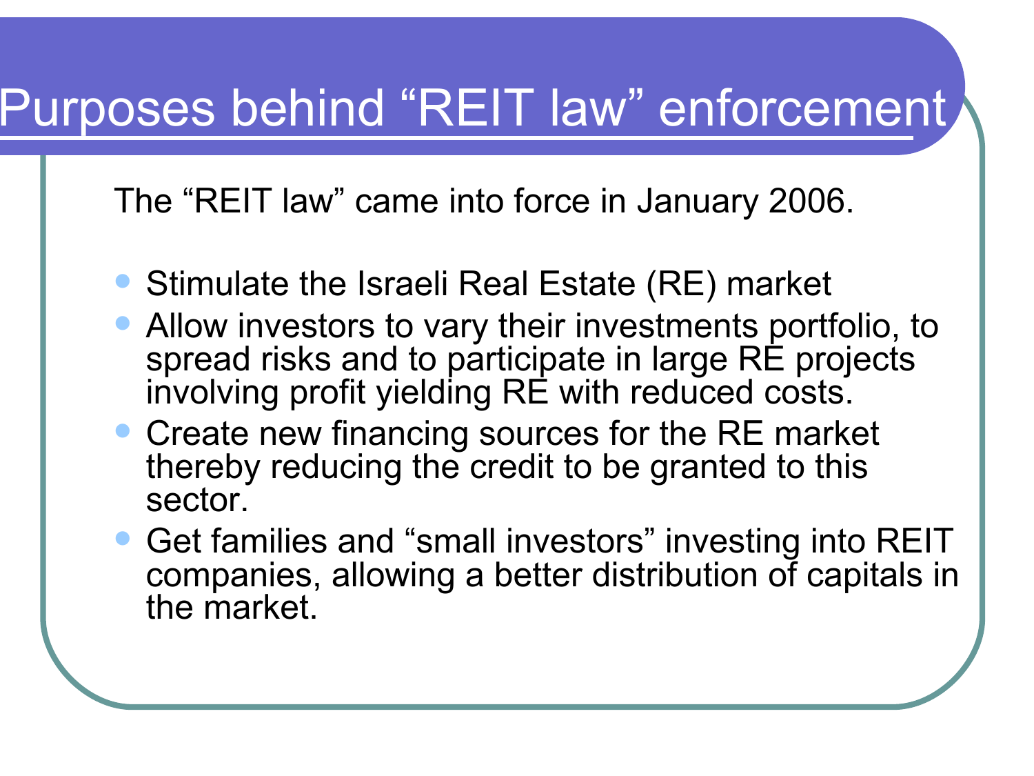# Purposes behind “REIT law” enforcement

The “REIT law” came into force in January 2006.

- Stimulate the Israeli Real Estate (RE) market
- Allow investors to vary their investments portfolio, to spread risks and to participate in large RE projects involving profit yielding RE with reduced costs.
- Create new financing sources for the RE market thereby reducing the credit to be granted to this sector.
- Get families and “small investors” investing into REIT companies, allowing a better distribution of capitals in the market.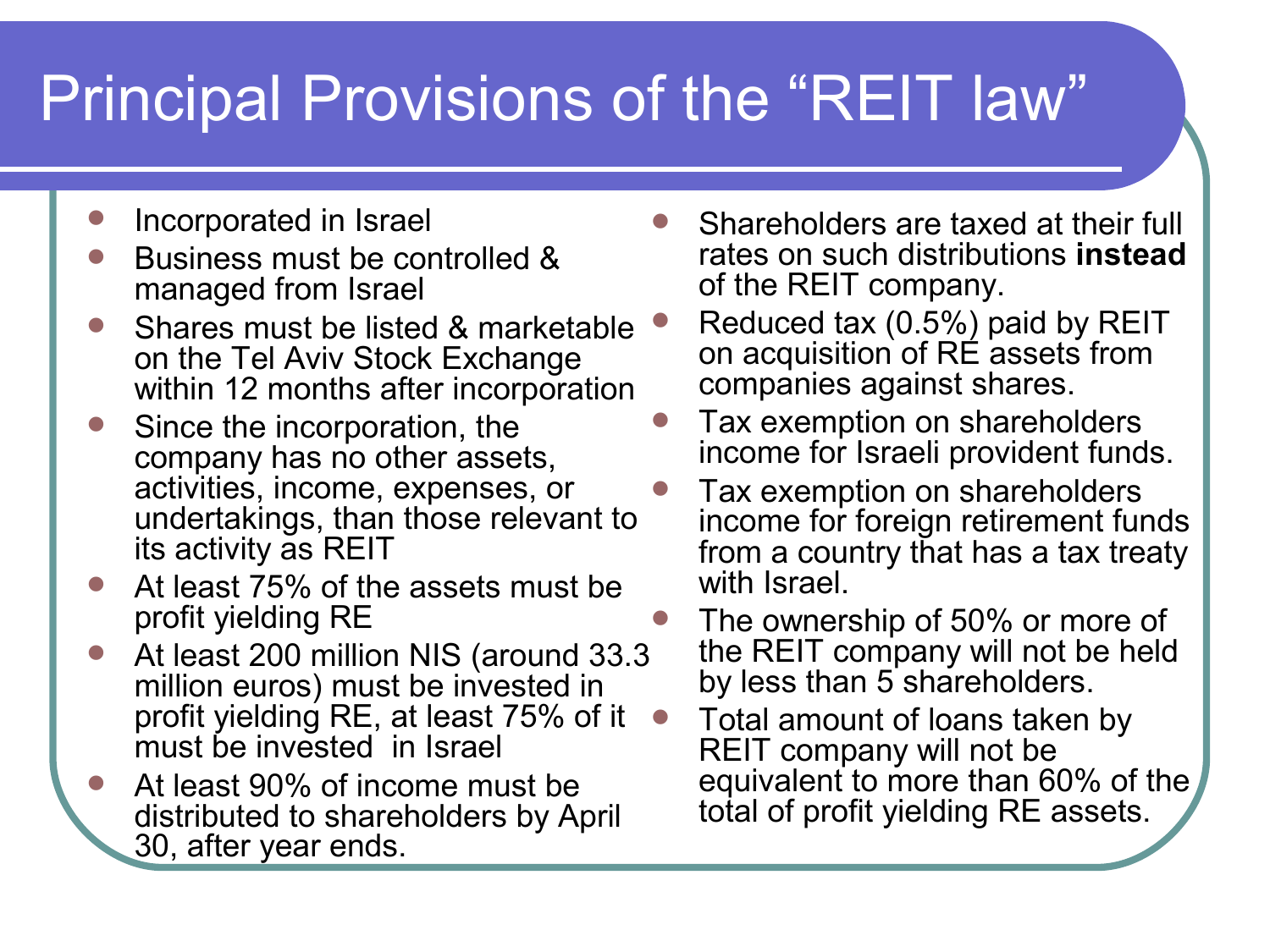# Principal Provisions of the "REIT law"

- Incorporated in Israel
- Business must be controlled & managed from Israel
- Shares must be listed & marketable on the Tel Aviv Stock Exchange within 12 months after incorporation
- Since the incorporation, the company has no other assets, activities, income, expenses, or undertakings, than those relevant to its activity as REIT
- At least 75% of the assets must be profit yielding RE
- At least 200 million NIS (around 33.3 million euros) must be invested in profit yielding RE, at least 75% of it must be invested in Israel
- At least 90% of income must be distributed to shareholders by April 30, after year ends.
- Shareholders are taxed at their full rates on such distributions **instead** of the REIT company.
- Reduced tax (0.5%) paid by REIT on acquisition of RE assets from companies against shares.
- Tax exemption on shareholders income for Israeli provident funds.
- Tax exemption on shareholders income for foreign retirement funds from a country that has a tax treaty with Israel.
- The ownership of 50% or more of the REIT company will not be held by less than 5 shareholders.
- Total amount of loans taken by REIT company will not be equivalent to more than 60% of the total of profit yielding RE assets.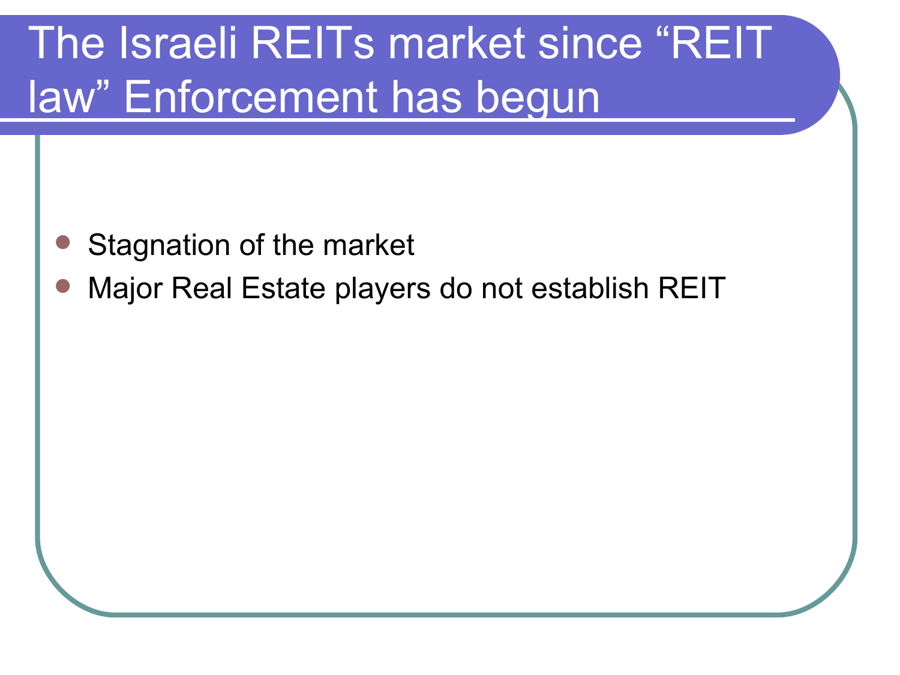# The Israeli REITs market since “REIT law” Enforcement has begun

- Stagnation of the market
- Major Real Estate players do not establish REIT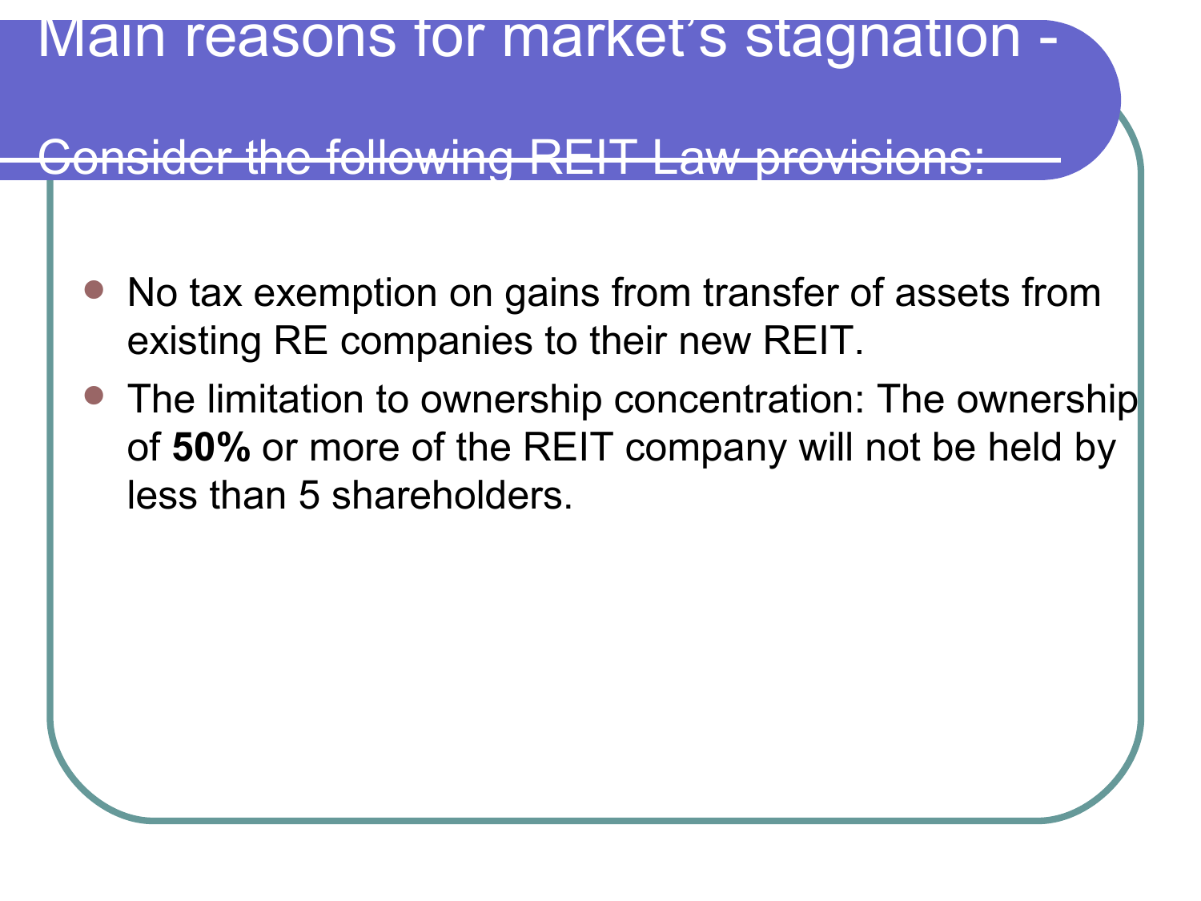# Main reasons for market's stagnation - Consider the following REIT Law provisions:

- No tax exemption on gains from transfer of assets from existing RE companies to their new REIT.
- The limitation to ownership concentration: The ownership of **50%** or more of the REIT company will not be held by less than 5 shareholders.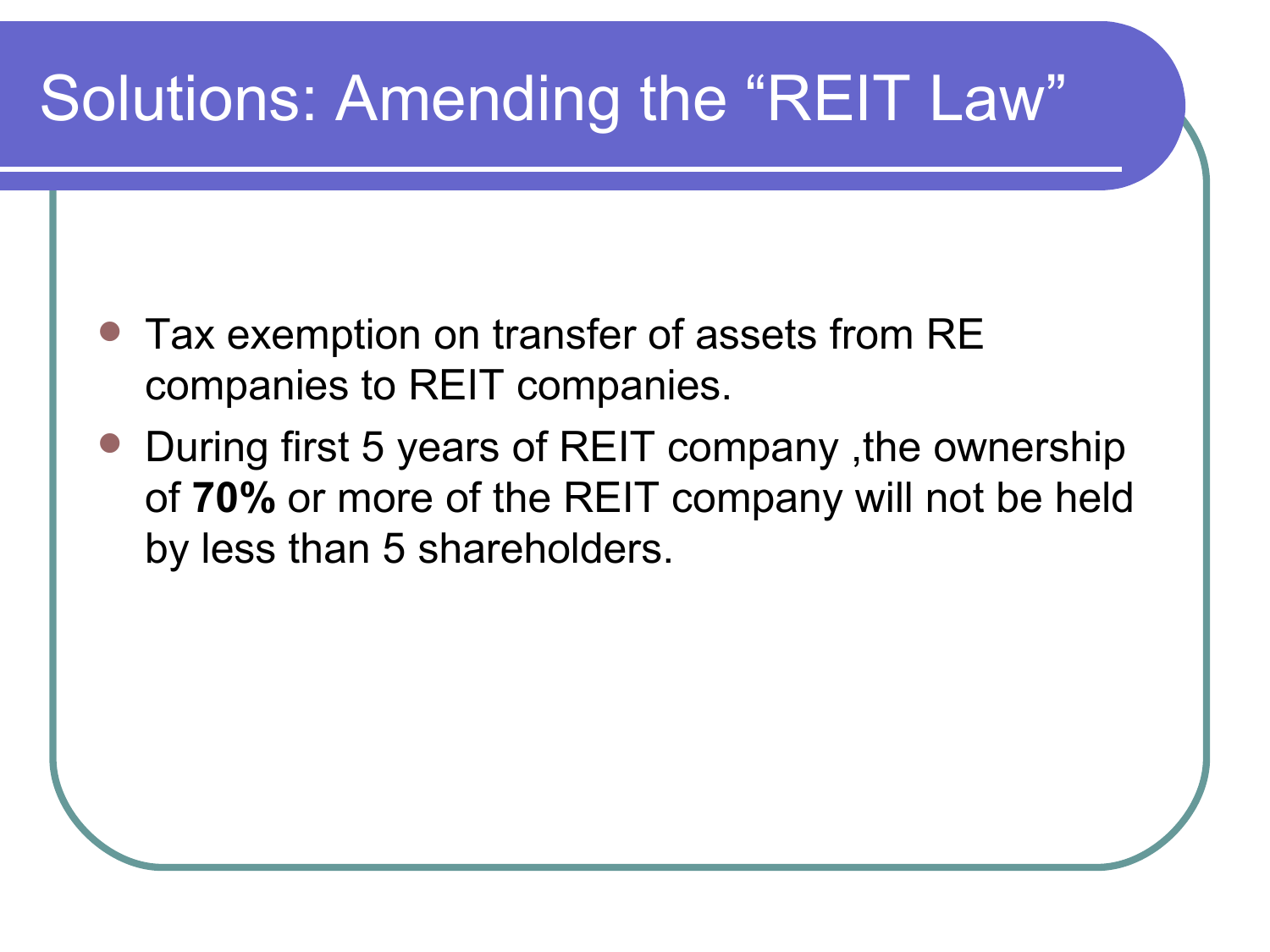# Solutions: Amending the “REIT Law”

- Tax exemption on transfer of assets from RE companies to REIT companies.
- During first 5 years of REIT company ,the ownership of **70%** or more of the REIT company will not be held by less than 5 shareholders.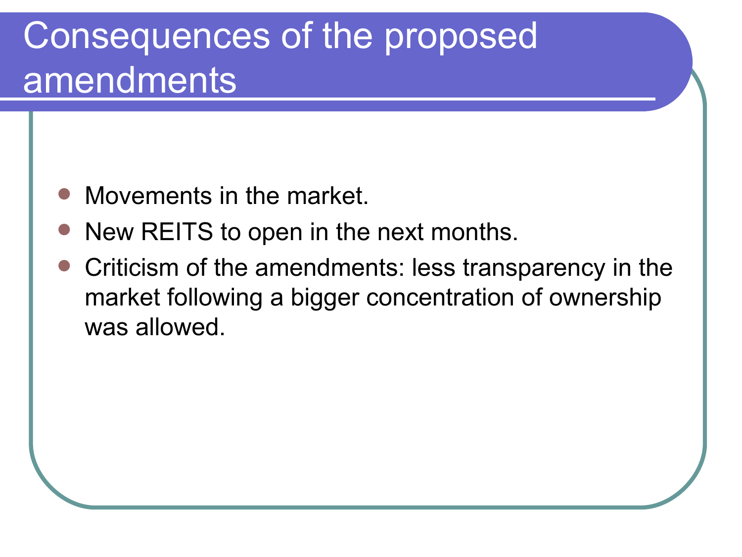# Consequences of the proposed amendments

- Movements in the market.
- New REITS to open in the next months.
- Criticism of the amendments: less transparency in the market following a bigger concentration of ownership was allowed.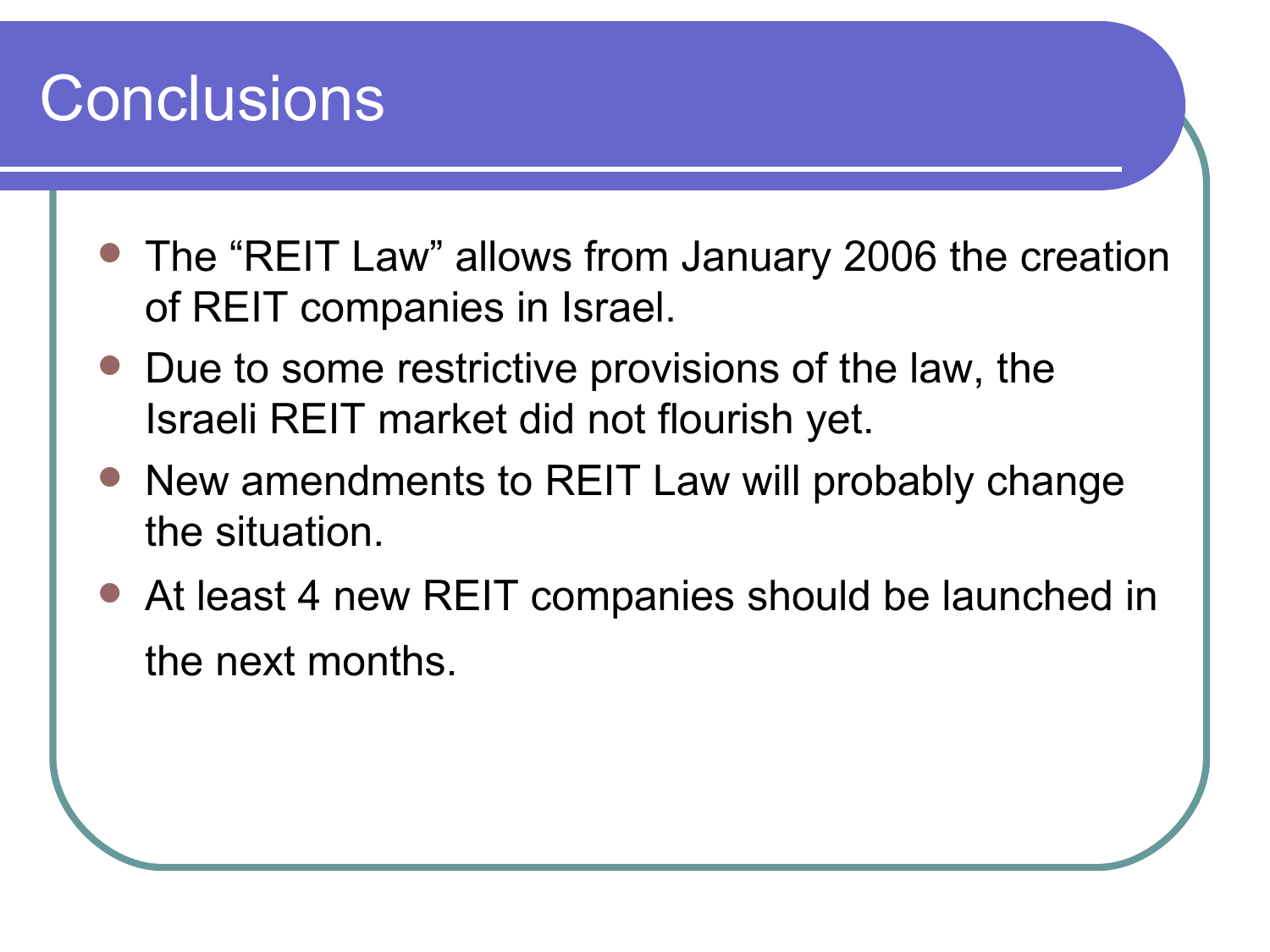# Conclusions

- The “REIT Law” allows from January 2006 the creation of REIT companies in Israel.
- Due to some restrictive provisions of the law, the Israeli REIT market did not flourish yet.
- New amendments to REIT Law will probably change the situation.
- At least 4 new REIT companies should be launched in the next months.